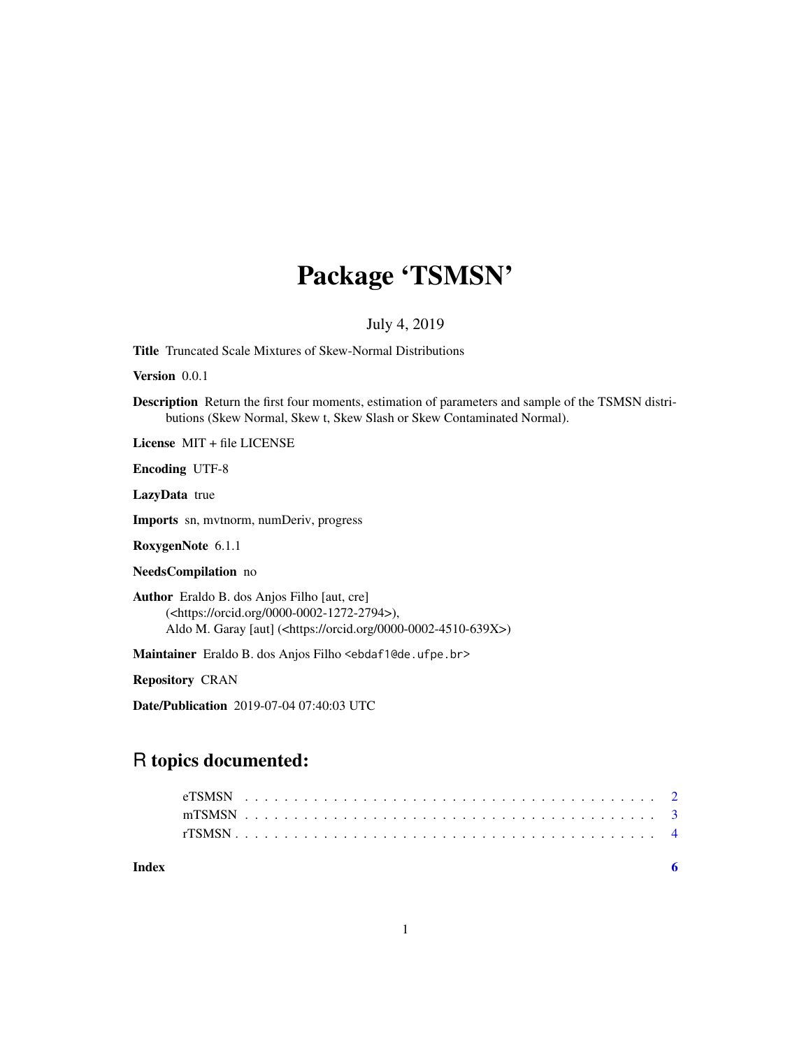# Package 'TSMSN'

July 4, 2019

**Title** Truncated Scale Mixtures of Skew-Normal Distributions

**Version** 0.0.1

**Description** Return the first four moments, estimation of parameters and sample of the TSMSN distributions (Skew Normal, Skew t, Skew Slash or Skew Contaminated Normal).

**License** MIT + file LICENSE

**Encoding** UTF-8

**LazyData** true

**Imports** sn, mvtnorm, numDeriv, progress

**RoxygenNote** 6.1.1

**NeedsCompilation** no

**Author** Eraldo B. dos Anjos Filho [aut, cre] (<https://orcid.org/0000-0002-1272-2794>), Aldo M. Garay [aut] (<https://orcid.org/0000-0002-4510-639X>)

**Maintainer** Eraldo B. dos Anjos Filho <ebdaf1@de.ufpe.br>

**Repository** CRAN

**Date/Publication** 2019-07-04 07:40:03 UTC

## R topics documented:

eTSMSN . . . . . . . . . . . . . . . . . . . . . . . . . . . . . . . . . . . . . . . . . 2
mTSMSN . . . . . . . . . . . . . . . . . . . . . . . . . . . . . . . . . . . . . . . . . 3
rTSMSN . . . . . . . . . . . . . . . . . . . . . . . . . . . . . . . . . . . . . . . . . 4

**Index** **6**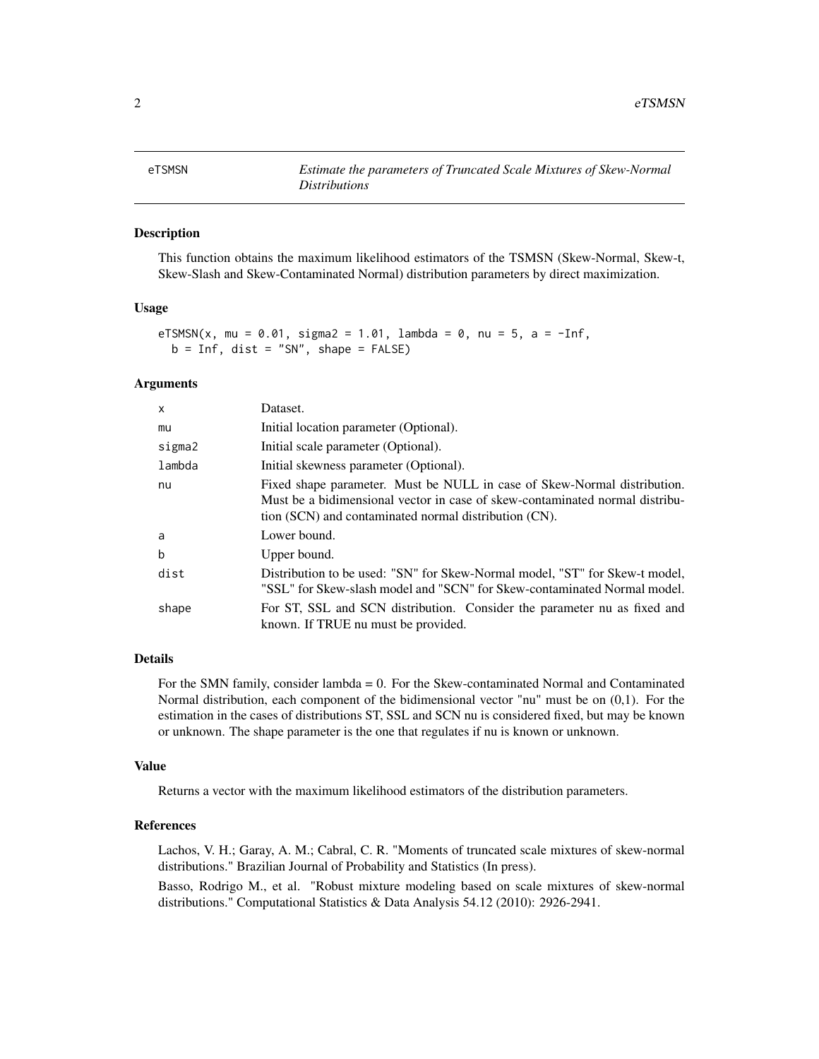eTSMSN *Estimate the parameters of Truncated Scale Mixtures of Skew-Normal Distributions*

## Description

This function obtains the maximum likelihood estimators of the TSMSN (Skew-Normal, Skew-t, Skew-Slash and Skew-Contaminated Normal) distribution parameters by direct maximization.

## Usage

```
eTSMSN(x, mu = 0.01, sigma2 = 1.01, lambda = 0, nu = 5, a = -Inf,
  b = Inf, dist = "SN", shape = FALSE)
```

## Arguments

| | |
|---|---|
| x | Dataset. |
| mu | Initial location parameter (Optional). |
| sigma2 | Initial scale parameter (Optional). |
| lambda | Initial skewness parameter (Optional). |
| nu | Fixed shape parameter. Must be NULL in case of Skew-Normal distribution. Must be a bidimensional vector in case of skew-contaminated normal distribution (SCN) and contaminated normal distribution (CN). |
| a | Lower bound. |
| b | Upper bound. |
| dist | Distribution to be used: "SN" for Skew-Normal model, "ST" for Skew-t model, "SSL" for Skew-slash model and "SCN" for Skew-contaminated Normal model. |
| shape | For ST, SSL and SCN distribution. Consider the parameter nu as fixed and known. If TRUE nu must be provided. |

## Details

For the SMN family, consider lambda = 0. For the Skew-contaminated Normal and Contaminated Normal distribution, each component of the bidimensional vector "nu" must be on (0,1). For the estimation in the cases of distributions ST, SSL and SCN nu is considered fixed, but may be known or unknown. The shape parameter is the one that regulates if nu is known or unknown.

## Value

Returns a vector with the maximum likelihood estimators of the distribution parameters.

## References

Lachos, V. H.; Garay, A. M.; Cabral, C. R. "Moments of truncated scale mixtures of skew-normal distributions." Brazilian Journal of Probability and Statistics (In press).

Basso, Rodrigo M., et al. "Robust mixture modeling based on scale mixtures of skew-normal distributions." Computational Statistics & Data Analysis 54.12 (2010): 2926-2941.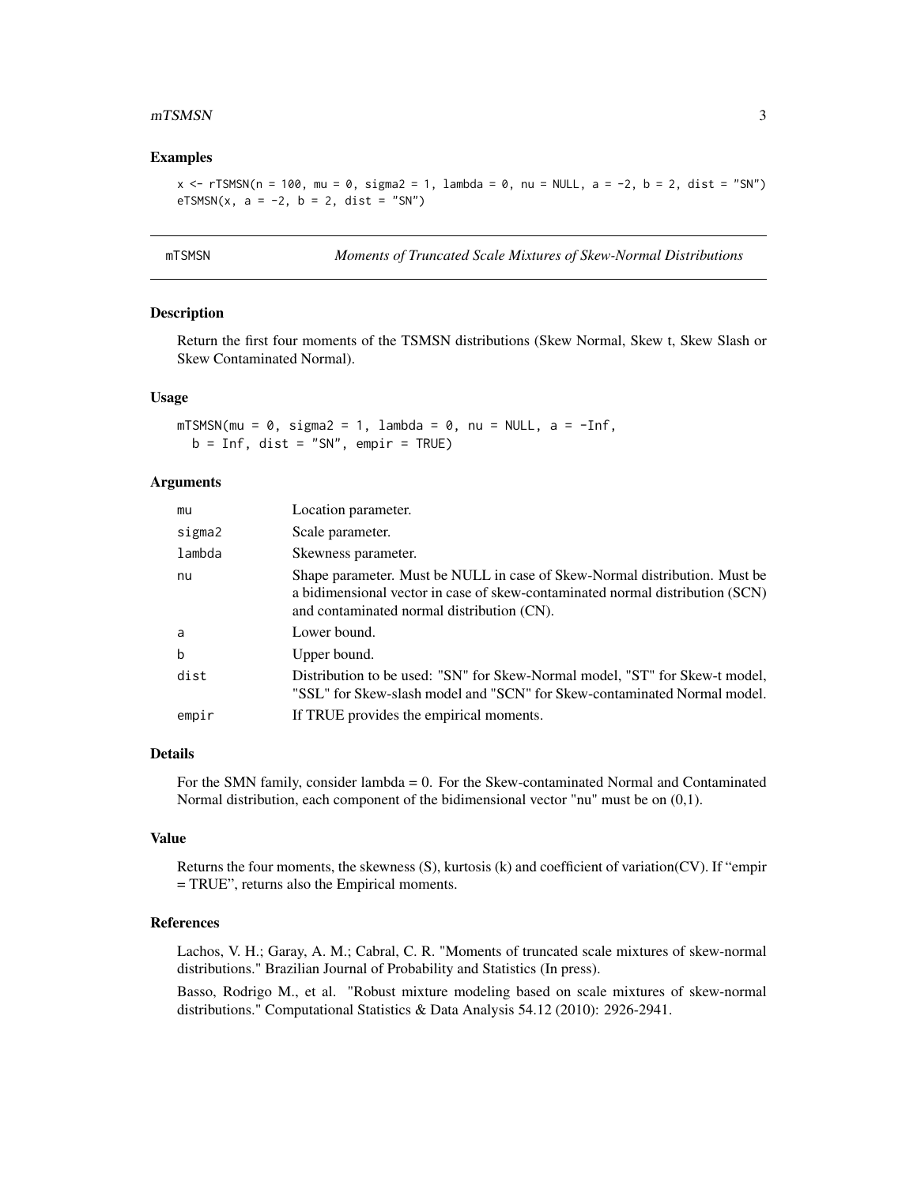### Examples

```
x <- rTSMSN(n = 100, mu = 0, sigma2 = 1, lambda = 0, nu = NULL, a = -2, b = 2, dist = "SN")
eTSMSN(x, a = -2, b = 2, dist = "SN")
```

---

## mTSMSN — *Moments of Truncated Scale Mixtures of Skew-Normal Distributions*

### Description

Return the first four moments of the TSMSN distributions (Skew Normal, Skew t, Skew Slash or Skew Contaminated Normal).

### Usage

```
mTSMSN(mu = 0, sigma2 = 1, lambda = 0, nu = NULL, a = -Inf,
  b = Inf, dist = "SN", empir = TRUE)
```

### Arguments

| | |
|---|---|
| mu | Location parameter. |
| sigma2 | Scale parameter. |
| lambda | Skewness parameter. |
| nu | Shape parameter. Must be NULL in case of Skew-Normal distribution. Must be a bidimensional vector in case of skew-contaminated normal distribution (SCN) and contaminated normal distribution (CN). |
| a | Lower bound. |
| b | Upper bound. |
| dist | Distribution to be used: "SN" for Skew-Normal model, "ST" for Skew-t model, "SSL" for Skew-slash model and "SCN" for Skew-contaminated Normal model. |
| empir | If TRUE provides the empirical moments. |

### Details

For the SMN family, consider lambda = 0. For the Skew-contaminated Normal and Contaminated Normal distribution, each component of the bidimensional vector "nu" must be on (0,1).

### Value

Returns the four moments, the skewness (S), kurtosis (k) and coefficient of variation(CV). If "empir = TRUE", returns also the Empirical moments.

### References

Lachos, V. H.; Garay, A. M.; Cabral, C. R. "Moments of truncated scale mixtures of skew-normal distributions." Brazilian Journal of Probability and Statistics (In press).

Basso, Rodrigo M., et al. "Robust mixture modeling based on scale mixtures of skew-normal distributions." Computational Statistics & Data Analysis 54.12 (2010): 2926-2941.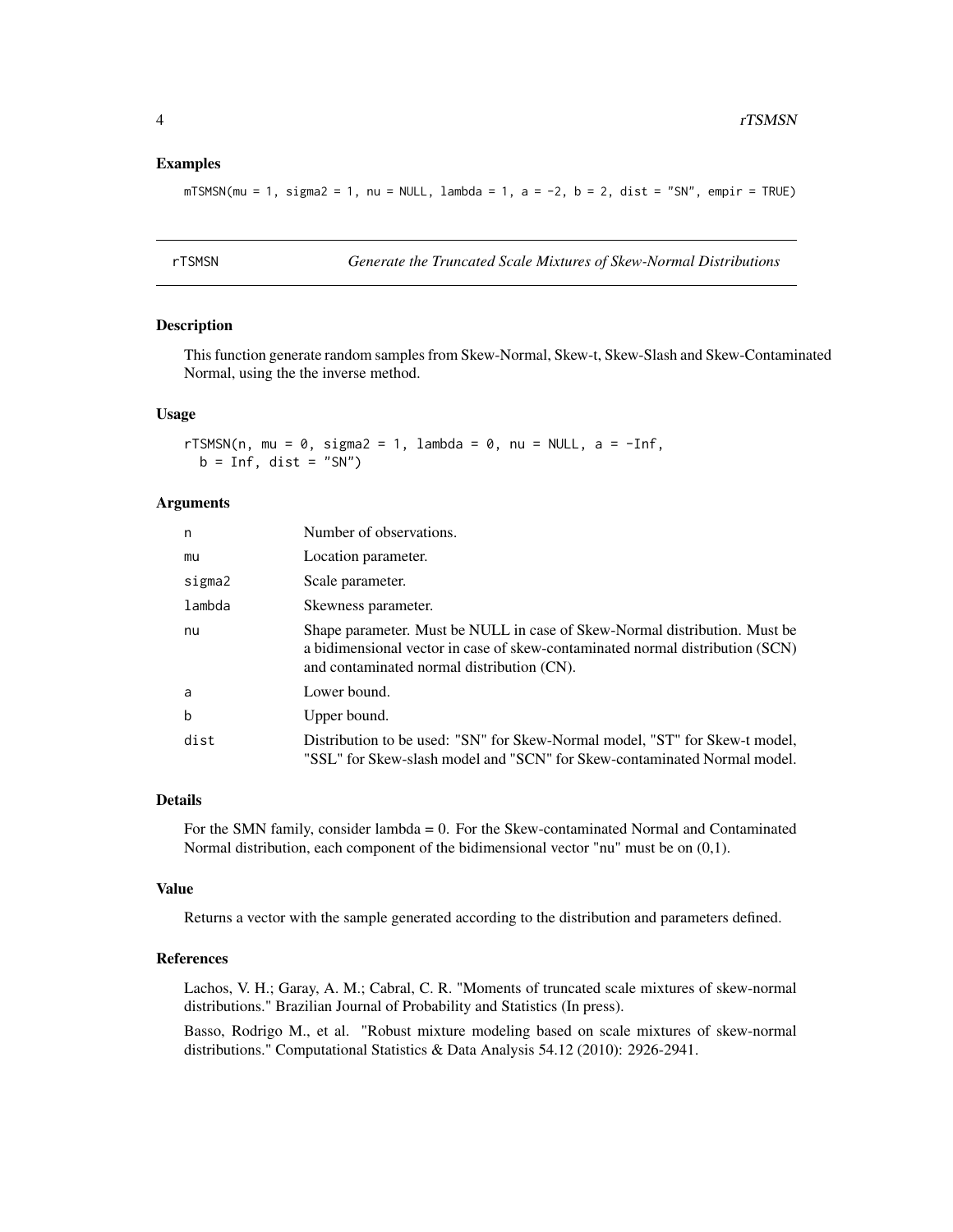### Examples

```
mTSMSN(mu = 1, sigma2 = 1, nu = NULL, lambda = 1, a = -2, b = 2, dist = "SN", empir = TRUE)
```

## rTSMSN — *Generate the Truncated Scale Mixtures of Skew-Normal Distributions*

### Description

This function generate random samples from Skew-Normal, Skew-t, Skew-Slash and Skew-Contaminated Normal, using the the inverse method.

### Usage

```
rTSMSN(n, mu = 0, sigma2 = 1, lambda = 0, nu = NULL, a = -Inf,
  b = Inf, dist = "SN")
```

### Arguments

| Argument | Description |
|---|---|
| n | Number of observations. |
| mu | Location parameter. |
| sigma2 | Scale parameter. |
| lambda | Skewness parameter. |
| nu | Shape parameter. Must be NULL in case of Skew-Normal distribution. Must be a bidimensional vector in case of skew-contaminated normal distribution (SCN) and contaminated normal distribution (CN). |
| a | Lower bound. |
| b | Upper bound. |
| dist | Distribution to be used: "SN" for Skew-Normal model, "ST" for Skew-t model, "SSL" for Skew-slash model and "SCN" for Skew-contaminated Normal model. |

### Details

For the SMN family, consider lambda = 0. For the Skew-contaminated Normal and Contaminated Normal distribution, each component of the bidimensional vector "nu" must be on (0,1).

### Value

Returns a vector with the sample generated according to the distribution and parameters defined.

### References

Lachos, V. H.; Garay, A. M.; Cabral, C. R. "Moments of truncated scale mixtures of skew-normal distributions." Brazilian Journal of Probability and Statistics (In press).

Basso, Rodrigo M., et al. "Robust mixture modeling based on scale mixtures of skew-normal distributions." Computational Statistics & Data Analysis 54.12 (2010): 2926-2941.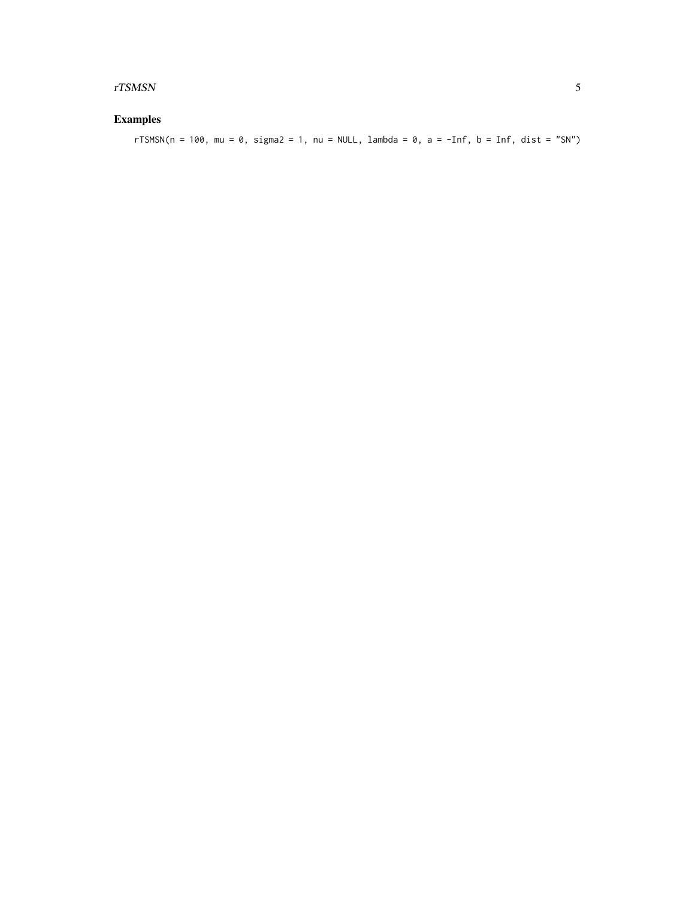## Examples

```
rTSMSN(n = 100, mu = 0, sigma2 = 1, nu = NULL, lambda = 0, a = -Inf, b = Inf, dist = "SN")
```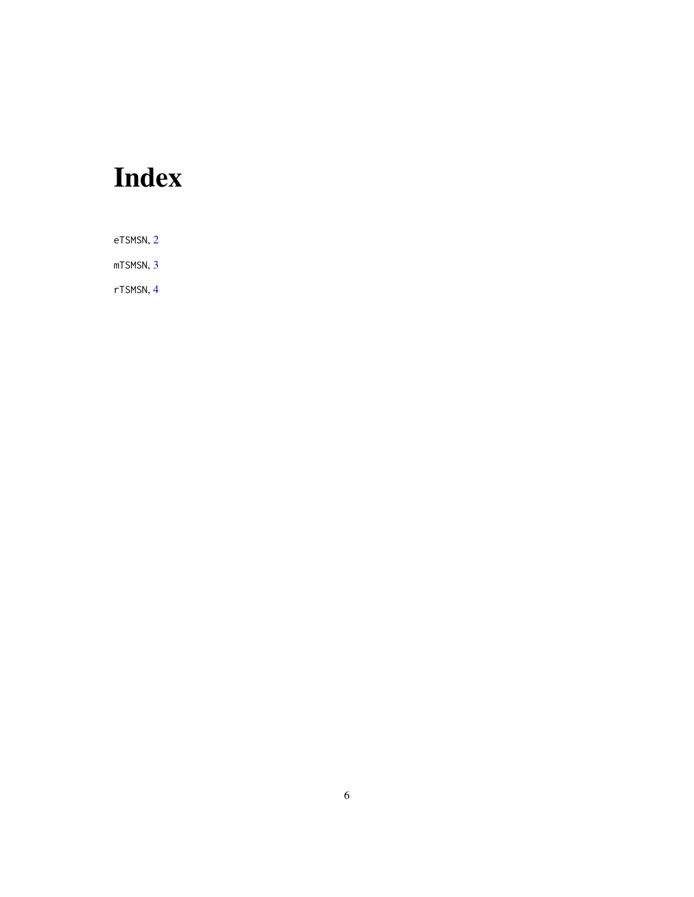# Index

eTSMSN, 2

mTSMSN, 3

rTSMSN, 4